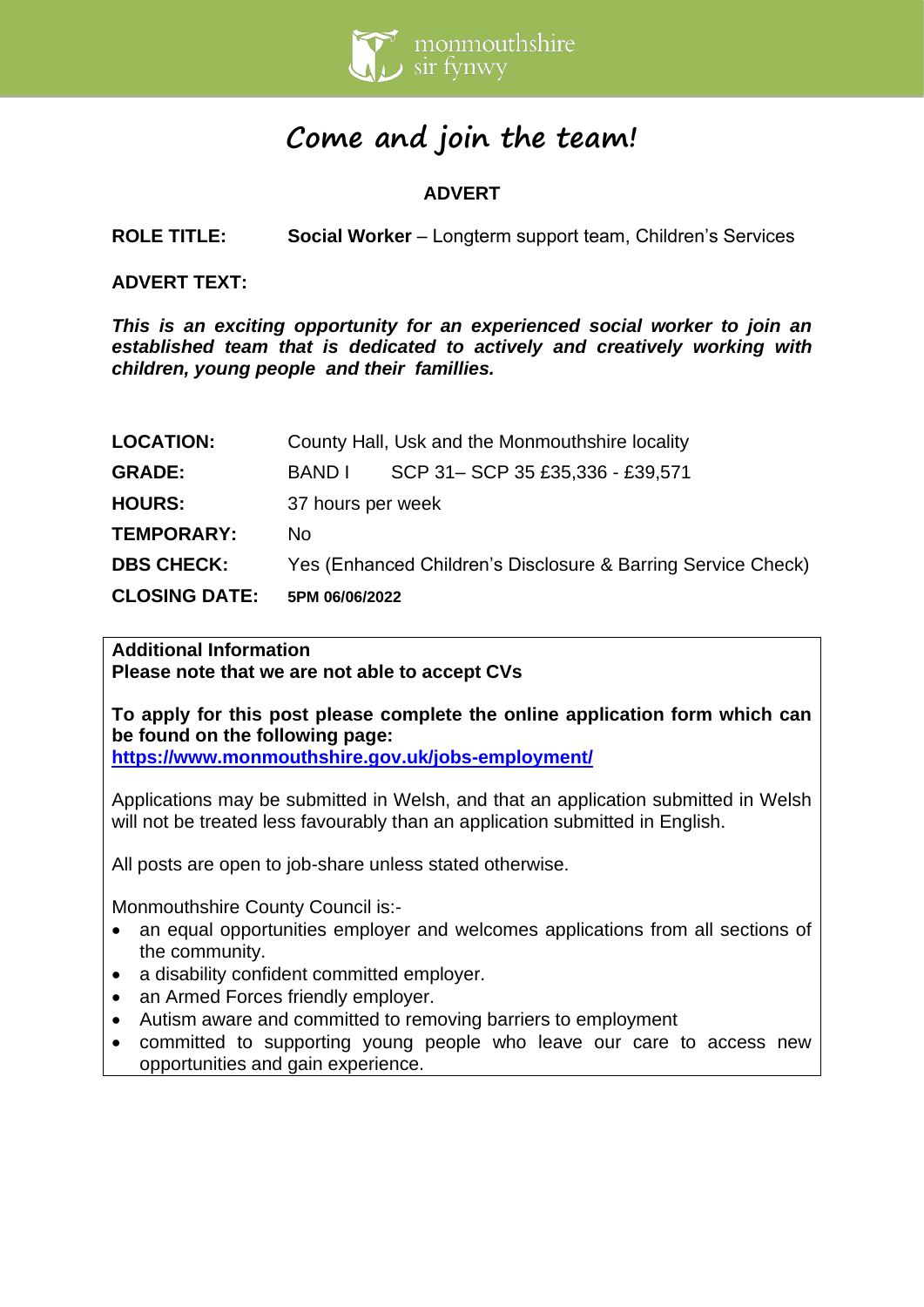monmouthshire
sir fynwy

# Come and join the team!

**ADVERT**

**ROLE TITLE:** **Social Worker** – Longterm support team, Children's Services

**ADVERT TEXT:**

***This is an exciting opportunity for an experienced social worker to join an established team that is dedicated to actively and creatively working with children, young people and their famillies.***

| | |
|---|---|
| **LOCATION:** | County Hall, Usk and the Monmouthshire locality |
| **GRADE:** | BAND I SCP 31– SCP 35 £35,336 - £39,571 |
| **HOURS:** | 37 hours per week |
| **TEMPORARY:** | No |
| **DBS CHECK:** | Yes (Enhanced Children's Disclosure & Barring Service Check) |
| **CLOSING DATE:** | **5PM 06/06/2022** |

**Additional Information**
**Please note that we are not able to accept CVs**

**To apply for this post please complete the online application form which can be found on the following page:**
**https://www.monmouthshire.gov.uk/jobs-employment/**

Applications may be submitted in Welsh, and that an application submitted in Welsh will not be treated less favourably than an application submitted in English.

All posts are open to job-share unless stated otherwise.

Monmouthshire County Council is:-

- an equal opportunities employer and welcomes applications from all sections of the community.
- a disability confident committed employer.
- an Armed Forces friendly employer.
- Autism aware and committed to removing barriers to employment
- committed to supporting young people who leave our care to access new opportunities and gain experience.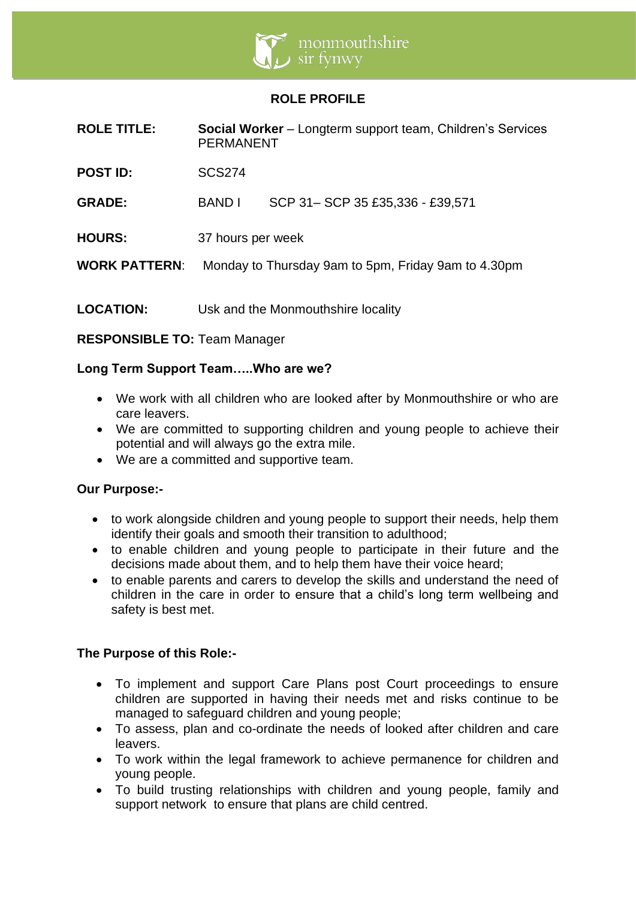## ROLE PROFILE

**ROLE TITLE:** **Social Worker** – Longterm support team, Children's Services PERMANENT

**POST ID:** SCS274

**GRADE:** BAND I SCP 31– SCP 35 £35,336 - £39,571

**HOURS:** 37 hours per week

**WORK PATTERN**: Monday to Thursday 9am to 5pm, Friday 9am to 4.30pm

**LOCATION:** Usk and the Monmouthshire locality

**RESPONSIBLE TO:** Team Manager

**Long Term Support Team…..Who are we?**

- We work with all children who are looked after by Monmouthshire or who are care leavers.
- We are committed to supporting children and young people to achieve their potential and will always go the extra mile.
- We are a committed and supportive team.

**Our Purpose:-**

- to work alongside children and young people to support their needs, help them identify their goals and smooth their transition to adulthood;
- to enable children and young people to participate in their future and the decisions made about them, and to help them have their voice heard;
- to enable parents and carers to develop the skills and understand the need of children in the care in order to ensure that a child's long term wellbeing and safety is best met.

**The Purpose of this Role:-**

- To implement and support Care Plans post Court proceedings to ensure children are supported in having their needs met and risks continue to be managed to safeguard children and young people;
- To assess, plan and co-ordinate the needs of looked after children and care leavers.
- To work within the legal framework to achieve permanence for children and young people.
- To build trusting relationships with children and young people, family and support network to ensure that plans are child centred.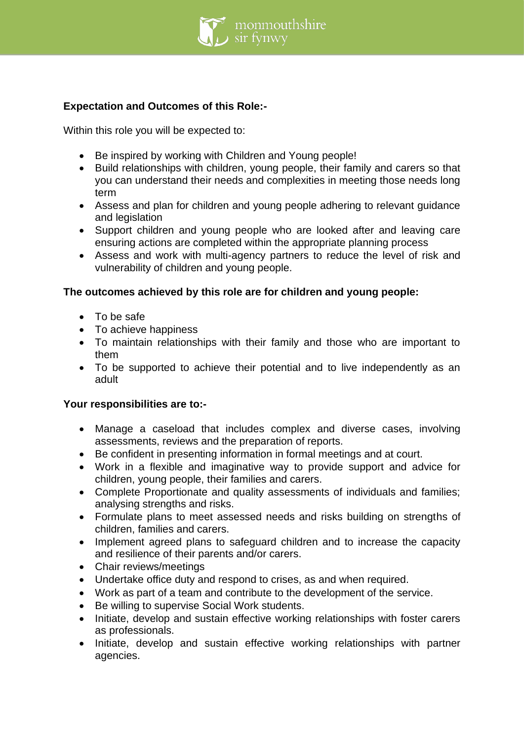**Expectation and Outcomes of this Role:-**

Within this role you will be expected to:

- Be inspired by working with Children and Young people!
- Build relationships with children, young people, their family and carers so that you can understand their needs and complexities in meeting those needs long term
- Assess and plan for children and young people adhering to relevant guidance and legislation
- Support children and young people who are looked after and leaving care ensuring actions are completed within the appropriate planning process
- Assess and work with multi-agency partners to reduce the level of risk and vulnerability of children and young people.

**The outcomes achieved by this role are for children and young people:**

- To be safe
- To achieve happiness
- To maintain relationships with their family and those who are important to them
- To be supported to achieve their potential and to live independently as an adult

**Your responsibilities are to:-**

- Manage a caseload that includes complex and diverse cases, involving assessments, reviews and the preparation of reports.
- Be confident in presenting information in formal meetings and at court.
- Work in a flexible and imaginative way to provide support and advice for children, young people, their families and carers.
- Complete Proportionate and quality assessments of individuals and families; analysing strengths and risks.
- Formulate plans to meet assessed needs and risks building on strengths of children, families and carers.
- Implement agreed plans to safeguard children and to increase the capacity and resilience of their parents and/or carers.
- Chair reviews/meetings
- Undertake office duty and respond to crises, as and when required.
- Work as part of a team and contribute to the development of the service.
- Be willing to supervise Social Work students.
- Initiate, develop and sustain effective working relationships with foster carers as professionals.
- Initiate, develop and sustain effective working relationships with partner agencies.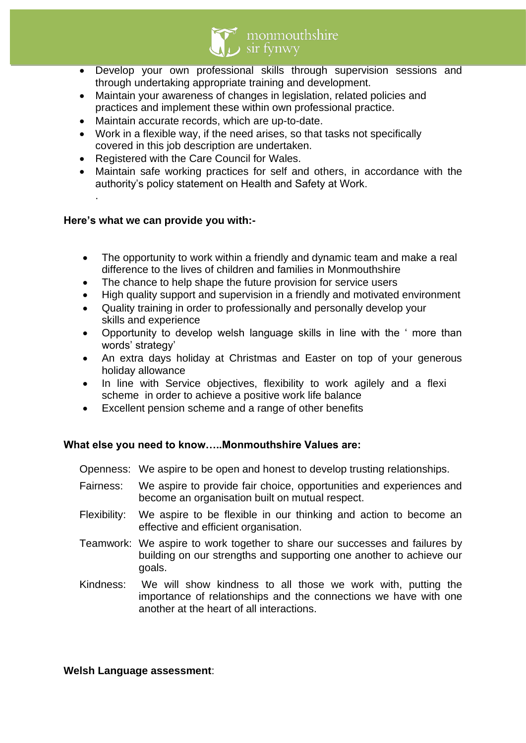- Develop your own professional skills through supervision sessions and through undertaking appropriate training and development.
- Maintain your awareness of changes in legislation, related policies and practices and implement these within own professional practice.
- Maintain accurate records, which are up-to-date.
- Work in a flexible way, if the need arises, so that tasks not specifically covered in this job description are undertaken.
- Registered with the Care Council for Wales.
- Maintain safe working practices for self and others, in accordance with the authority's policy statement on Health and Safety at Work.

.

**Here's what we can provide you with:-**

- The opportunity to work within a friendly and dynamic team and make a real difference to the lives of children and families in Monmouthshire
- The chance to help shape the future provision for service users
- High quality support and supervision in a friendly and motivated environment
- Quality training in order to professionally and personally develop your skills and experience
- Opportunity to develop welsh language skills in line with the ' more than words' strategy'
- An extra days holiday at Christmas and Easter on top of your generous holiday allowance
- In line with Service objectives, flexibility to work agilely and a flexi scheme in order to achieve a positive work life balance
- Excellent pension scheme and a range of other benefits

**What else you need to know…..Monmouthshire Values are:**

Openness: We aspire to be open and honest to develop trusting relationships.

Fairness: We aspire to provide fair choice, opportunities and experiences and become an organisation built on mutual respect.

Flexibility: We aspire to be flexible in our thinking and action to become an effective and efficient organisation.

Teamwork: We aspire to work together to share our successes and failures by building on our strengths and supporting one another to achieve our goals.

Kindness: We will show kindness to all those we work with, putting the importance of relationships and the connections we have with one another at the heart of all interactions.

**Welsh Language assessment**: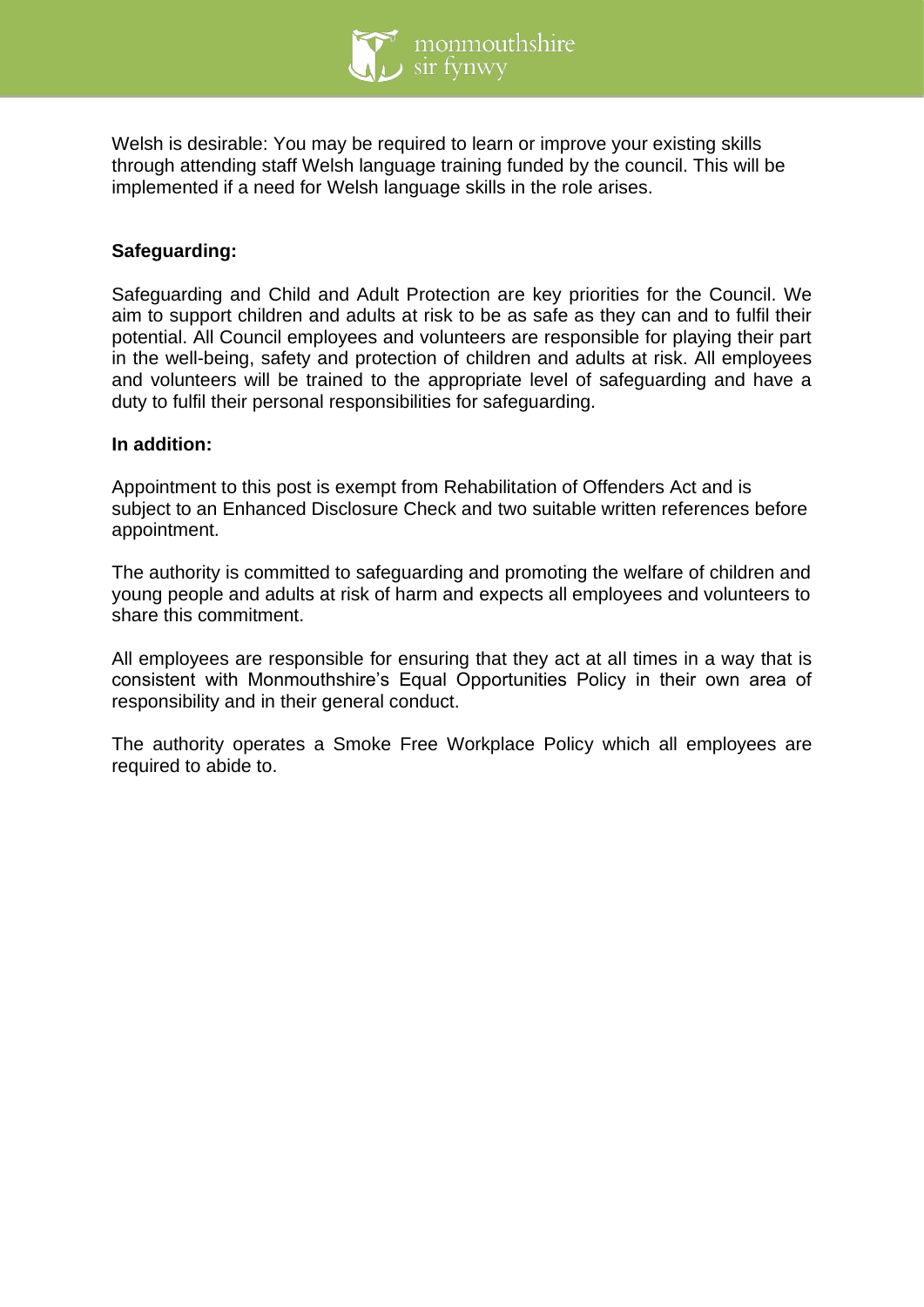Welsh is desirable: You may be required to learn or improve your existing skills through attending staff Welsh language training funded by the council. This will be implemented if a need for Welsh language skills in the role arises.

**Safeguarding:**

Safeguarding and Child and Adult Protection are key priorities for the Council. We aim to support children and adults at risk to be as safe as they can and to fulfil their potential. All Council employees and volunteers are responsible for playing their part in the well-being, safety and protection of children and adults at risk. All employees and volunteers will be trained to the appropriate level of safeguarding and have a duty to fulfil their personal responsibilities for safeguarding.

**In addition:**

Appointment to this post is exempt from Rehabilitation of Offenders Act and is subject to an Enhanced Disclosure Check and two suitable written references before appointment.

The authority is committed to safeguarding and promoting the welfare of children and young people and adults at risk of harm and expects all employees and volunteers to share this commitment.

All employees are responsible for ensuring that they act at all times in a way that is consistent with Monmouthshire's Equal Opportunities Policy in their own area of responsibility and in their general conduct.

The authority operates a Smoke Free Workplace Policy which all employees are required to abide to.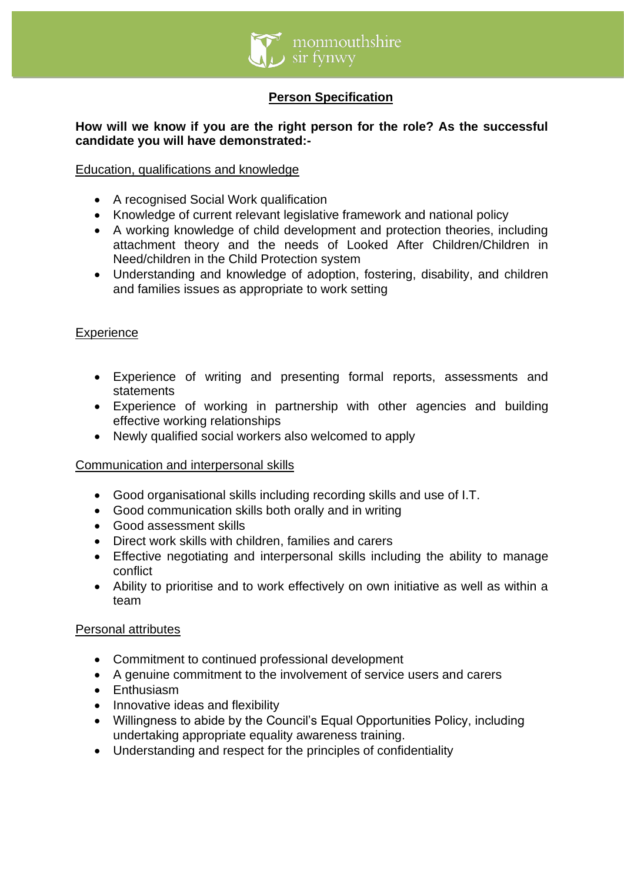# Person Specification

**How will we know if you are the right person for the role? As the successful candidate you will have demonstrated:-**

## Education, qualifications and knowledge

- A recognised Social Work qualification
- Knowledge of current relevant legislative framework and national policy
- A working knowledge of child development and protection theories, including attachment theory and the needs of Looked After Children/Children in Need/children in the Child Protection system
- Understanding and knowledge of adoption, fostering, disability, and children and families issues as appropriate to work setting

## Experience

- Experience of writing and presenting formal reports, assessments and statements
- Experience of working in partnership with other agencies and building effective working relationships
- Newly qualified social workers also welcomed to apply

## Communication and interpersonal skills

- Good organisational skills including recording skills and use of I.T.
- Good communication skills both orally and in writing
- Good assessment skills
- Direct work skills with children, families and carers
- Effective negotiating and interpersonal skills including the ability to manage conflict
- Ability to prioritise and to work effectively on own initiative as well as within a team

## Personal attributes

- Commitment to continued professional development
- A genuine commitment to the involvement of service users and carers
- Enthusiasm
- Innovative ideas and flexibility
- Willingness to abide by the Council's Equal Opportunities Policy, including undertaking appropriate equality awareness training.
- Understanding and respect for the principles of confidentiality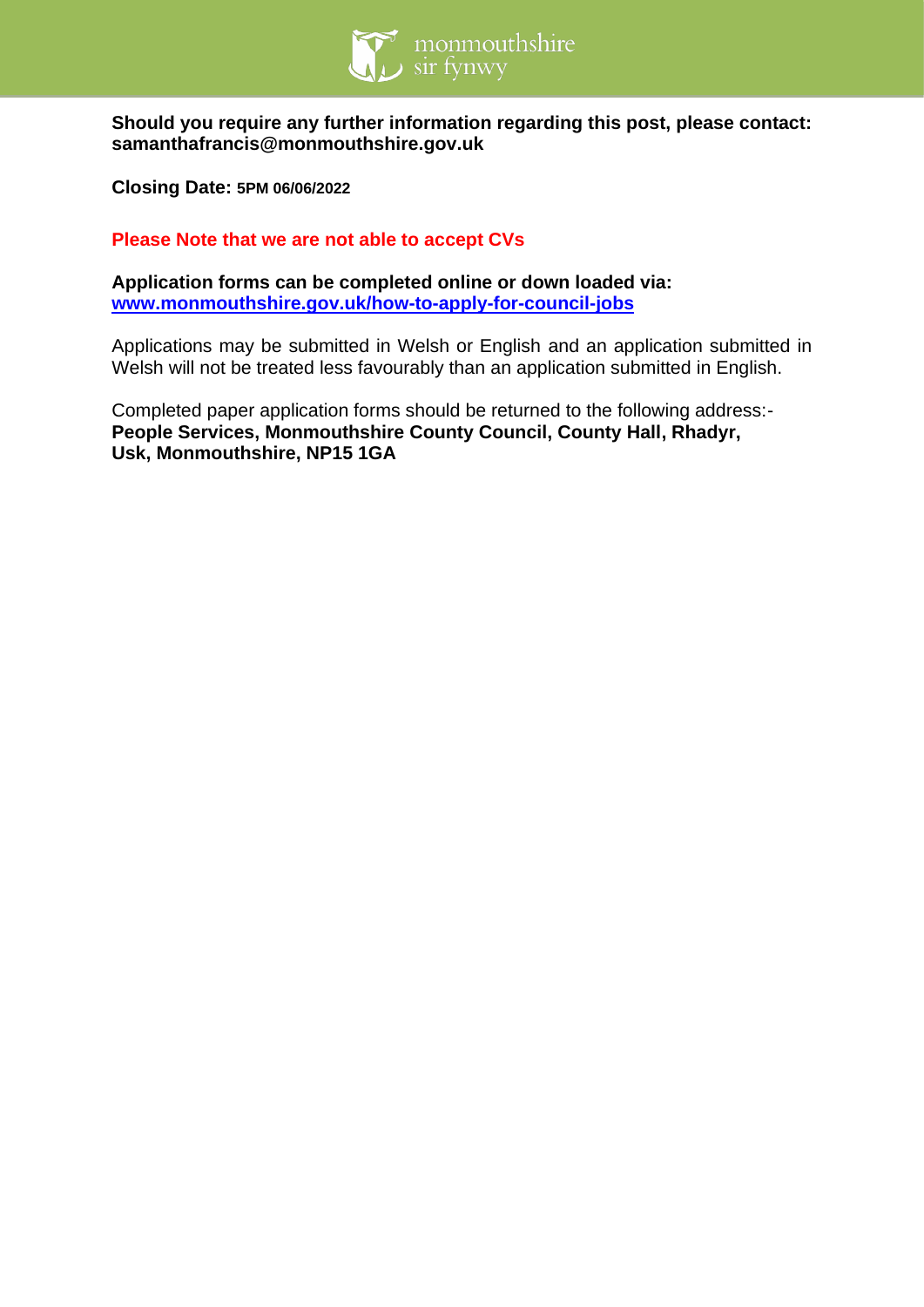**Should you require any further information regarding this post, please contact: samanthafrancis@monmouthshire.gov.uk**

**Closing Date: 5PM 06/06/2022**

**Please Note that we are not able to accept CVs**

**Application forms can be completed online or down loaded via:**
**[www.monmouthshire.gov.uk/how-to-apply-for-council-jobs](www.monmouthshire.gov.uk/how-to-apply-for-council-jobs)**

Applications may be submitted in Welsh or English and an application submitted in Welsh will not be treated less favourably than an application submitted in English.

Completed paper application forms should be returned to the following address:-
**People Services, Monmouthshire County Council, County Hall, Rhadyr, Usk, Monmouthshire, NP15 1GA**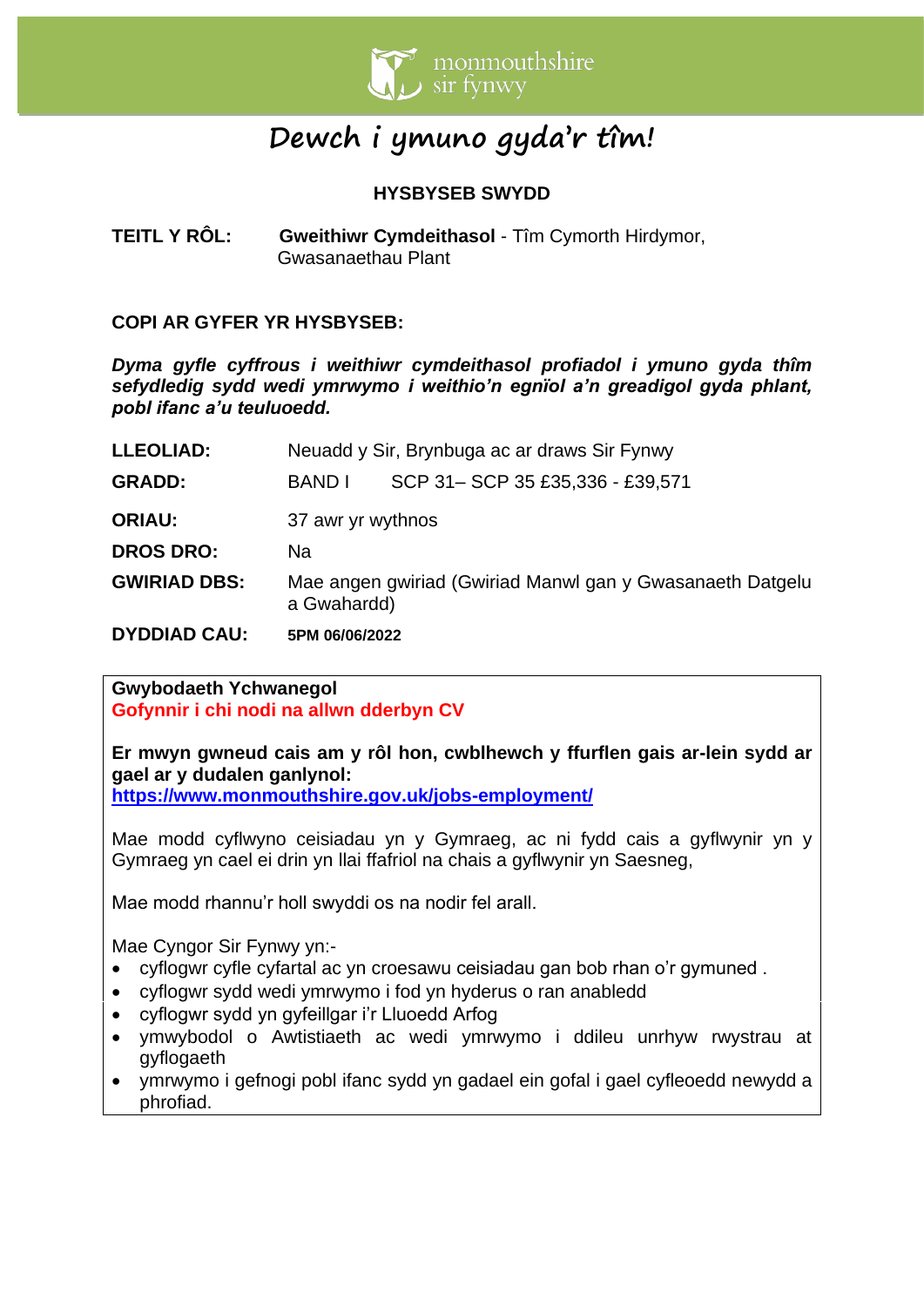# Dewch i ymuno gyda'r tîm!

**HYSBYSEB SWYDD**

**TEITL Y RÔL:** **Gweithiwr Cymdeithasol** - Tîm Cymorth Hirdymor, Gwasanaethau Plant

**COPI AR GYFER YR HYSBYSEB:**

***Dyma gyfle cyffrous i weithiwr cymdeithasol profiadol i ymuno gyda thîm sefydledig sydd wedi ymrwymo i weithio'n egnïol a'n greadigol gyda phlant, pobl ifanc a'u teuluoedd.***

| | |
|---|---|
| **LLEOLIAD:** | Neuadd y Sir, Brynbuga ac ar draws Sir Fynwy |
| **GRADD:** | BAND I SCP 31– SCP 35 £35,336 - £39,571 |
| **ORIAU:** | 37 awr yr wythnos |
| **DROS DRO:** | Na |
| **GWIRIAD DBS:** | Mae angen gwiriad (Gwiriad Manwl gan y Gwasanaeth Datgelu a Gwahardd) |
| **DYDDIAD CAU:** | **5PM 06/06/2022** |

**Gwybodaeth Ychwanegol**
**Gofynnir i chi nodi na allwn dderbyn CV**

**Er mwyn gwneud cais am y rôl hon, cwblhewch y ffurflen gais ar-lein sydd ar gael ar y dudalen ganlynol:**
**https://www.monmouthshire.gov.uk/jobs-employment/**

Mae modd cyflwyno ceisiadau yn y Gymraeg, ac ni fydd cais a gyflwynir yn y Gymraeg yn cael ei drin yn llai ffafriol na chais a gyflwynir yn Saesneg,

Mae modd rhannu'r holl swyddi os na nodir fel arall.

Mae Cyngor Sir Fynwy yn:-

- cyflogwr cyfle cyfartal ac yn croesawu ceisiadau gan bob rhan o'r gymuned .
- cyflogwr sydd wedi ymrwymo i fod yn hyderus o ran anabledd
- cyflogwr sydd yn gyfeillgar i'r Lluoedd Arfog
- ymwybodol o Awtistiaeth ac wedi ymrwymo i ddileu unrhyw rwystrau at gyflogaeth
- ymrwymo i gefnogi pobl ifanc sydd yn gadael ein gofal i gael cyfleoedd newydd a phrofiad.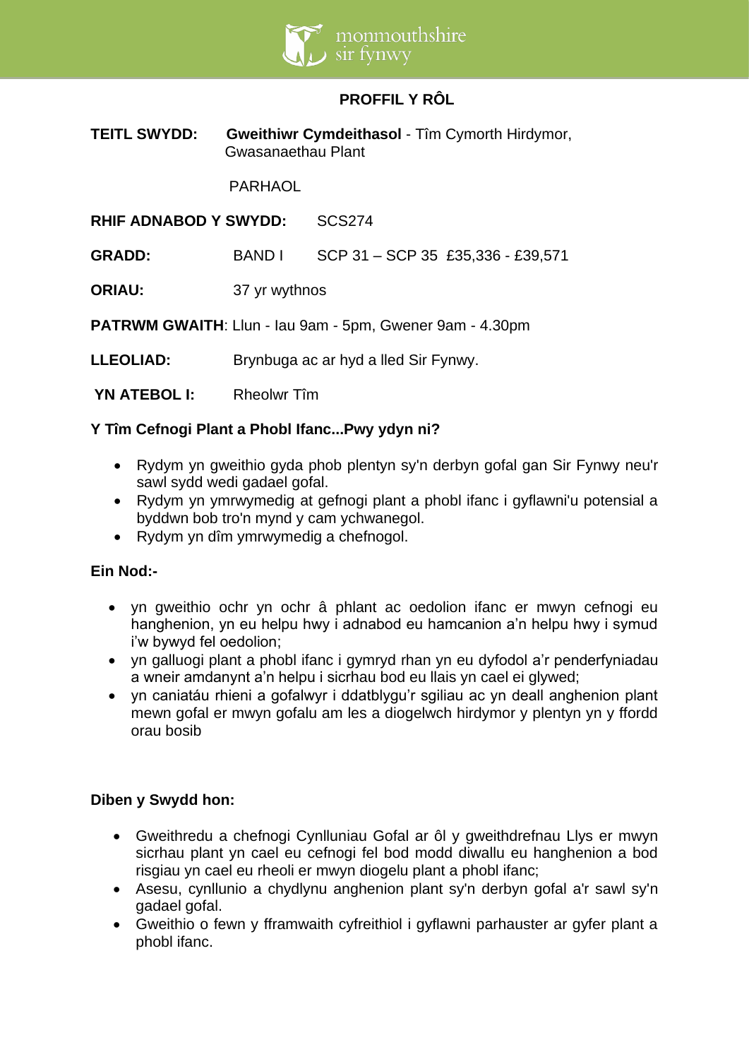# PROFFIL Y RÔL

**TEITL SWYDD:** **Gweithiwr Cymdeithasol** - Tîm Cymorth Hirdymor, Gwasanaethau Plant

PARHAOL

**RHIF ADNABOD Y SWYDD:** SCS274

**GRADD:** BAND I SCP 31 – SCP 35 £35,336 - £39,571

**ORIAU:** 37 yr wythnos

**PATRWM GWAITH**: Llun - Iau 9am - 5pm, Gwener 9am - 4.30pm

**LLEOLIAD:** Brynbuga ac ar hyd a lled Sir Fynwy.

**YN ATEBOL I:** Rheolwr Tîm

### Y Tîm Cefnogi Plant a Phobl Ifanc...Pwy ydyn ni?

- Rydym yn gweithio gyda phob plentyn sy'n derbyn gofal gan Sir Fynwy neu'r sawl sydd wedi gadael gofal.
- Rydym yn ymrwymedig at gefnogi plant a phobl ifanc i gyflawni'u potensial a byddwn bob tro'n mynd y cam ychwanegol.
- Rydym yn dîm ymrwymedig a chefnogol.

### Ein Nod:-

- yn gweithio ochr yn ochr â phlant ac oedolion ifanc er mwyn cefnogi eu hanghenion, yn eu helpu hwy i adnabod eu hamcanion a'n helpu hwy i symud i'w bywyd fel oedolion;
- yn galluogi plant a phobl ifanc i gymryd rhan yn eu dyfodol a'r penderfyniadau a wneir amdanynt a'n helpu i sicrhau bod eu llais yn cael ei glywed;
- yn caniatáu rhieni a gofalwyr i ddatblygu'r sgiliau ac yn deall anghenion plant mewn gofal er mwyn gofalu am les a diogelwch hirdymor y plentyn yn y ffordd orau bosib

### Diben y Swydd hon:

- Gweithredu a chefnogi Cynlluniau Gofal ar ôl y gweithdrefnau Llys er mwyn sicrhau plant yn cael eu cefnogi fel bod modd diwallu eu hanghenion a bod risgiau yn cael eu rheoli er mwyn diogelu plant a phobl ifanc;
- Asesu, cynllunio a chydlynu anghenion plant sy'n derbyn gofal a'r sawl sy'n gadael gofal.
- Gweithio o fewn y fframwaith cyfreithiol i gyflawni parhauster ar gyfer plant a phobl ifanc.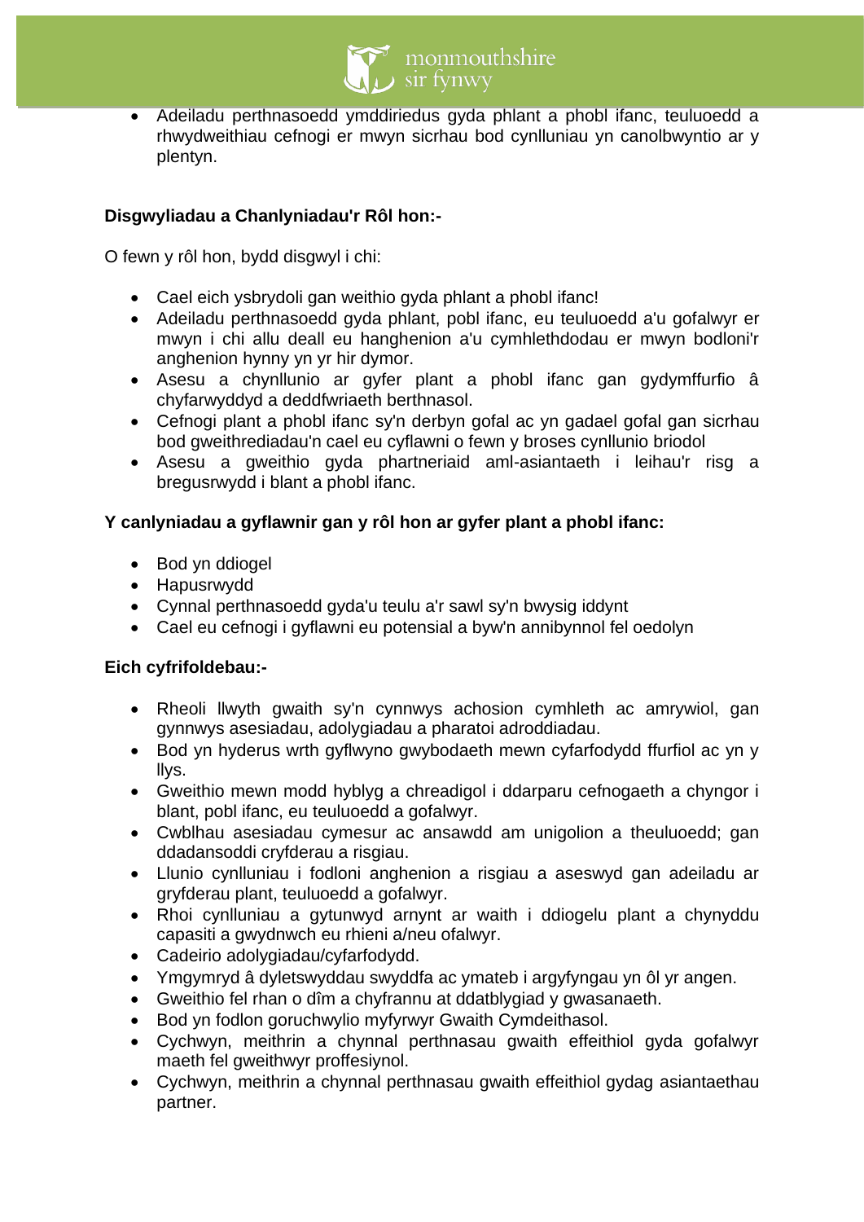- Adeiladu perthnasoedd ymddiriedus gyda phlant a phobl ifanc, teuluoedd a rhwydweithiau cefnogi er mwyn sicrhau bod cynlluniau yn canolbwyntio ar y plentyn.

**Disgwyliadau a Chanlyniadau'r Rôl hon:-**

O fewn y rôl hon, bydd disgwyl i chi:

- Cael eich ysbrydoli gan weithio gyda phlant a phobl ifanc!
- Adeiladu perthnasoedd gyda phlant, pobl ifanc, eu teuluoedd a'u gofalwyr er mwyn i chi allu deall eu hanghenion a'u cymhlethdodau er mwyn bodloni'r anghenion hynny yn yr hir dymor.
- Asesu a chynllunio ar gyfer plant a phobl ifanc gan gydymffurfio â chyfarwyddyd a deddfwriaeth berthnasol.
- Cefnogi plant a phobl ifanc sy'n derbyn gofal ac yn gadael gofal gan sicrhau bod gweithrediadau'n cael eu cyflawni o fewn y broses cynllunio briodol
- Asesu a gweithio gyda phartneriaid aml-asiantaeth i leihau'r risg a bregusrwydd i blant a phobl ifanc.

**Y canlyniadau a gyflawnir gan y rôl hon ar gyfer plant a phobl ifanc:**

- Bod yn ddiogel
- Hapusrwydd
- Cynnal perthnasoedd gyda'u teulu a'r sawl sy'n bwysig iddynt
- Cael eu cefnogi i gyflawni eu potensial a byw'n annibynnol fel oedolyn

**Eich cyfrifoldebau:-**

- Rheoli llwyth gwaith sy'n cynnwys achosion cymhleth ac amrywiol, gan gynnwys asesiadau, adolygiadau a pharatoi adroddiadau.
- Bod yn hyderus wrth gyflwyno gwybodaeth mewn cyfarfodydd ffurfiol ac yn y llys.
- Gweithio mewn modd hyblyg a chreadigol i ddarparu cefnogaeth a chyngor i blant, pobl ifanc, eu teuluoedd a gofalwyr.
- Cwblhau asesiadau cymesur ac ansawdd am unigolion a theuluoedd; gan ddadansoddi cryfderau a risgiau.
- Llunio cynlluniau i fodloni anghenion a risgiau a aseswyd gan adeiladu ar gryfderau plant, teuluoedd a gofalwyr.
- Rhoi cynlluniau a gytunwyd arnynt ar waith i ddiogelu plant a chynyddu capasiti a gwydnwch eu rhieni a/neu ofalwyr.
- Cadeirio adolygiadau/cyfarfodydd.
- Ymgymryd â dyletswyddau swyddfa ac ymateb i argyfyngau yn ôl yr angen.
- Gweithio fel rhan o dîm a chyfrannu at ddatblygiad y gwasanaeth.
- Bod yn fodlon goruchwylio myfyrwyr Gwaith Cymdeithasol.
- Cychwyn, meithrin a chynnal perthnasau gwaith effeithiol gyda gofalwyr maeth fel gweithwyr proffesiynol.
- Cychwyn, meithrin a chynnal perthnasau gwaith effeithiol gydag asiantaethau partner.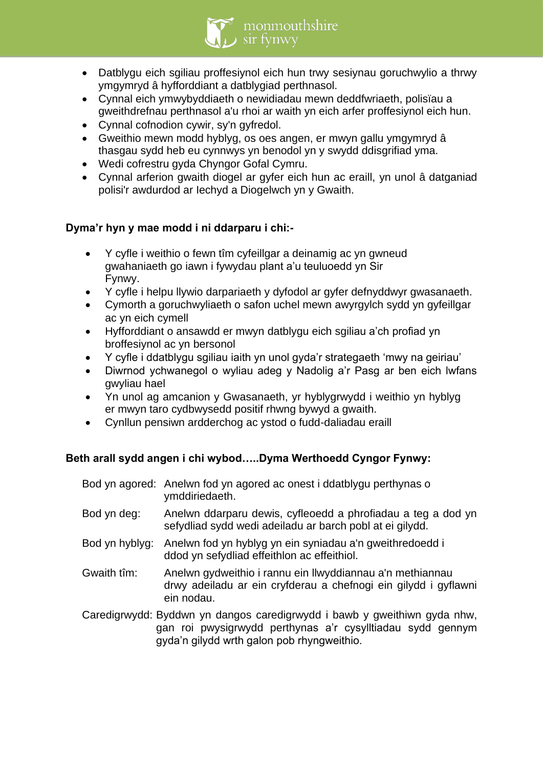- Datblygu eich sgiliau proffesiynol eich hun trwy sesiynau goruchwylio a thrwy ymgymryd â hyfforddiant a datblygiad perthnasol.
- Cynnal eich ymwybyddiaeth o newidiadau mewn deddfwriaeth, polisïau a gweithdrefnau perthnasol a'u rhoi ar waith yn eich arfer proffesiynol eich hun.
- Cynnal cofnodion cywir, sy'n gyfredol.
- Gweithio mewn modd hyblyg, os oes angen, er mwyn gallu ymgymryd â thasgau sydd heb eu cynnwys yn benodol yn y swydd ddisgrifiad yma.
- Wedi cofrestru gyda Chyngor Gofal Cymru.
- Cynnal arferion gwaith diogel ar gyfer eich hun ac eraill, yn unol â datganiad polisi'r awdurdod ar Iechyd a Diogelwch yn y Gwaith.

**Dyma'r hyn y mae modd i ni ddarparu i chi:-**

- Y cyfle i weithio o fewn tîm cyfeillgar a deinamig ac yn gwneud gwahaniaeth go iawn i fywydau plant a'u teuluoedd yn Sir Fynwy.
- Y cyfle i helpu llywio darpariaeth y dyfodol ar gyfer defnyddwyr gwasanaeth.
- Cymorth a goruchwyliaeth o safon uchel mewn awyrgylch sydd yn gyfeillgar ac yn eich cymell
- Hyfforddiant o ansawdd er mwyn datblygu eich sgiliau a'ch profiad yn broffesiynol ac yn bersonol
- Y cyfle i ddatblygu sgiliau iaith yn unol gyda'r strategaeth 'mwy na geiriau'
- Diwrnod ychwanegol o wyliau adeg y Nadolig a'r Pasg ar ben eich lwfans gwyliau hael
- Yn unol ag amcanion y Gwasanaeth, yr hyblygrwydd i weithio yn hyblyg er mwyn taro cydbwysedd positif rhwng bywyd a gwaith.
- Cynllun pensiwn ardderchog ac ystod o fudd-daliadau eraill

**Beth arall sydd angen i chi wybod…..Dyma Werthoedd Cyngor Fynwy:**

Bod yn agored: Anelwn fod yn agored ac onest i ddatblygu perthynas o ymddiriedaeth.

Bod yn deg: Anelwn ddarparu dewis, cyfleoedd a phrofiadau a teg a dod yn sefydliad sydd wedi adeiladu ar barch pobl at ei gilydd.

Bod yn hyblyg: Anelwn fod yn hyblyg yn ein syniadau a'n gweithredoedd i ddod yn sefydliad effeithlon ac effeithiol.

Gwaith tîm: Anelwn gydweithio i rannu ein llwyddiannau a'n methiannau drwy adeiladu ar ein cryfderau a chefnogi ein gilydd i gyflawni ein nodau.

Caredigrwydd: Byddwn yn dangos caredigrwydd i bawb y gweithiwn gyda nhw, gan roi pwysigrwydd perthynas a'r cysylltiadau sydd gennym gyda'n gilydd wrth galon pob rhyngweithio.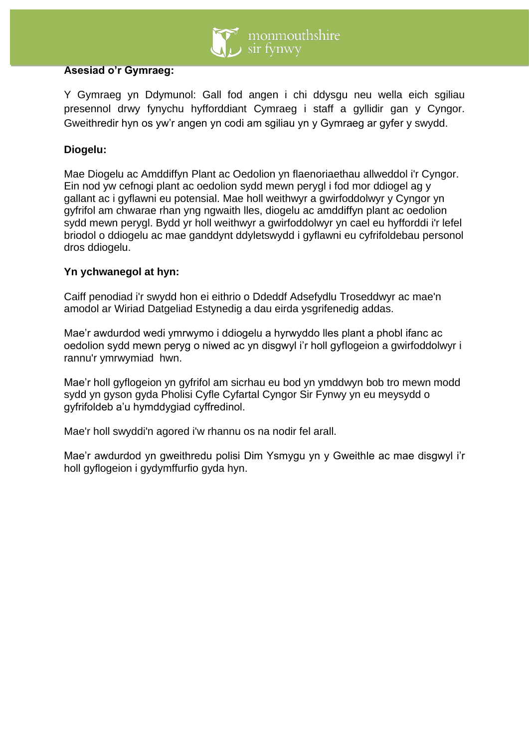**Asesiad o'r Gymraeg:**

Y Gymraeg yn Ddymunol: Gall fod angen i chi ddysgu neu wella eich sgiliau presennol drwy fynychu hyfforddiant Cymraeg i staff a gyllidir gan y Cyngor. Gweithredir hyn os yw'r angen yn codi am sgiliau yn y Gymraeg ar gyfer y swydd.

**Diogelu:**

Mae Diogelu ac Amddiffyn Plant ac Oedolion yn flaenoriaethau allweddol i'r Cyngor. Ein nod yw cefnogi plant ac oedolion sydd mewn perygl i fod mor ddiogel ag y gallant ac i gyflawni eu potensial. Mae holl weithwyr a gwirfoddolwyr y Cyngor yn gyfrifol am chwarae rhan yng ngwaith lles, diogelu ac amddiffyn plant ac oedolion sydd mewn perygl. Bydd yr holl weithwyr a gwirfoddolwyr yn cael eu hyfforddi i'r lefel briodol o ddiogelu ac mae ganddynt ddyletswydd i gyflawni eu cyfrifoldebau personol dros ddiogelu.

**Yn ychwanegol at hyn:**

Caiff penodiad i'r swydd hon ei eithrio o Ddeddf Adsefydlu Troseddwyr ac mae'n amodol ar Wiriad Datgeliad Estynedig a dau eirda ysgrifenedig addas.

Mae'r awdurdod wedi ymrwymo i ddiogelu a hyrwyddo lles plant a phobl ifanc ac oedolion sydd mewn peryg o niwed ac yn disgwyl i'r holl gyflogeion a gwirfoddolwyr i rannu'r ymrwymiad hwn.

Mae'r holl gyflogeion yn gyfrifol am sicrhau eu bod yn ymddwyn bob tro mewn modd sydd yn gyson gyda Pholisi Cyfle Cyfartal Cyngor Sir Fynwy yn eu meysydd o gyfrifoldeb a'u hymddygiad cyffredinol.

Mae'r holl swyddi'n agored i'w rhannu os na nodir fel arall.

Mae'r awdurdod yn gweithredu polisi Dim Ysmygu yn y Gweithle ac mae disgwyl i'r holl gyflogeion i gydymffurfio gyda hyn.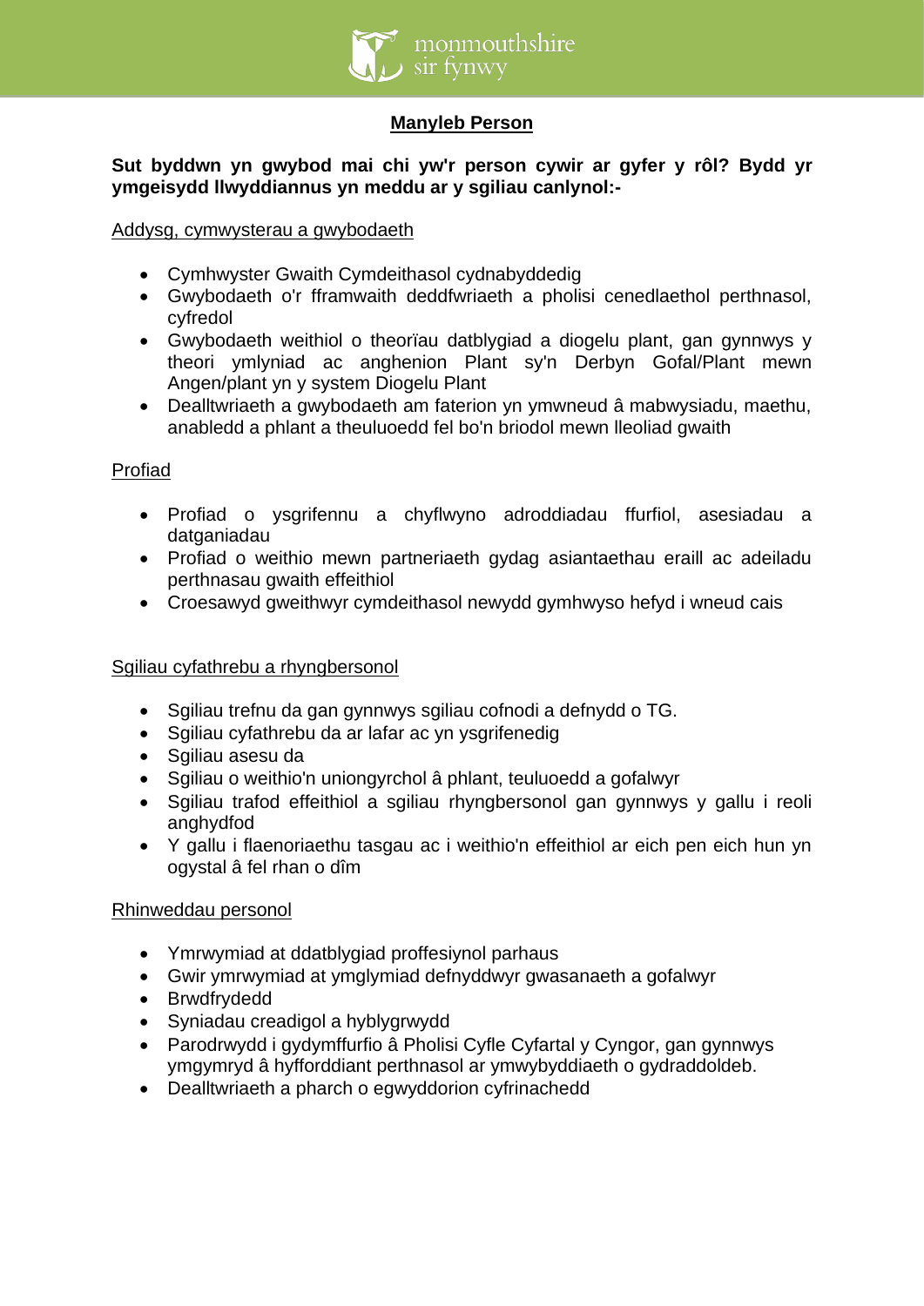## Manyleb Person

**Sut byddwn yn gwybod mai chi yw'r person cywir ar gyfer y rôl? Bydd yr ymgeisydd llwyddiannus yn meddu ar y sgiliau canlynol:-**

Addysg, cymwysterau a gwybodaeth

- Cymhwyster Gwaith Cymdeithasol cydnabyddedig
- Gwybodaeth o'r fframwaith deddfwriaeth a pholisi cenedlaethol perthnasol, cyfredol
- Gwybodaeth weithiol o theorïau datblygiad a diogelu plant, gan gynnwys y theori ymlyniad ac anghenion Plant sy'n Derbyn Gofal/Plant mewn Angen/plant yn y system Diogelu Plant
- Dealltwriaeth a gwybodaeth am faterion yn ymwneud â mabwysiadu, maethu, anabledd a phlant a theuluoedd fel bo'n briodol mewn lleoliad gwaith

Profiad

- Profiad o ysgrifennu a chyflwyno adroddiadau ffurfiol, asesiadau a datganiadau
- Profiad o weithio mewn partneriaeth gydag asiantaethau eraill ac adeiladu perthnasau gwaith effeithiol
- Croesawyd gweithwyr cymdeithasol newydd gymhwyso hefyd i wneud cais

Sgiliau cyfathrebu a rhyngbersonol

- Sgiliau trefnu da gan gynnwys sgiliau cofnodi a defnydd o TG.
- Sgiliau cyfathrebu da ar lafar ac yn ysgrifenedig
- Sgiliau asesu da
- Sgiliau o weithio'n uniongyrchol â phlant, teuluoedd a gofalwyr
- Sgiliau trafod effeithiol a sgiliau rhyngbersonol gan gynnwys y gallu i reoli anghydfod
- Y gallu i flaenoriaethu tasgau ac i weithio'n effeithiol ar eich pen eich hun yn ogystal â fel rhan o dîm

Rhinweddau personol

- Ymrwymiad at ddatblygiad proffesiynol parhaus
- Gwir ymrwymiad at ymglymiad defnyddwyr gwasanaeth a gofalwyr
- Brwdfrydedd
- Syniadau creadigol a hyblygrwydd
- Parodrwydd i gydymffurfio â Pholisi Cyfle Cyfartal y Cyngor, gan gynnwys ymgymryd â hyfforddiant perthnasol ar ymwybyddiaeth o gydraddoldeb.
- Dealltwriaeth a pharch o egwyddorion cyfrinachedd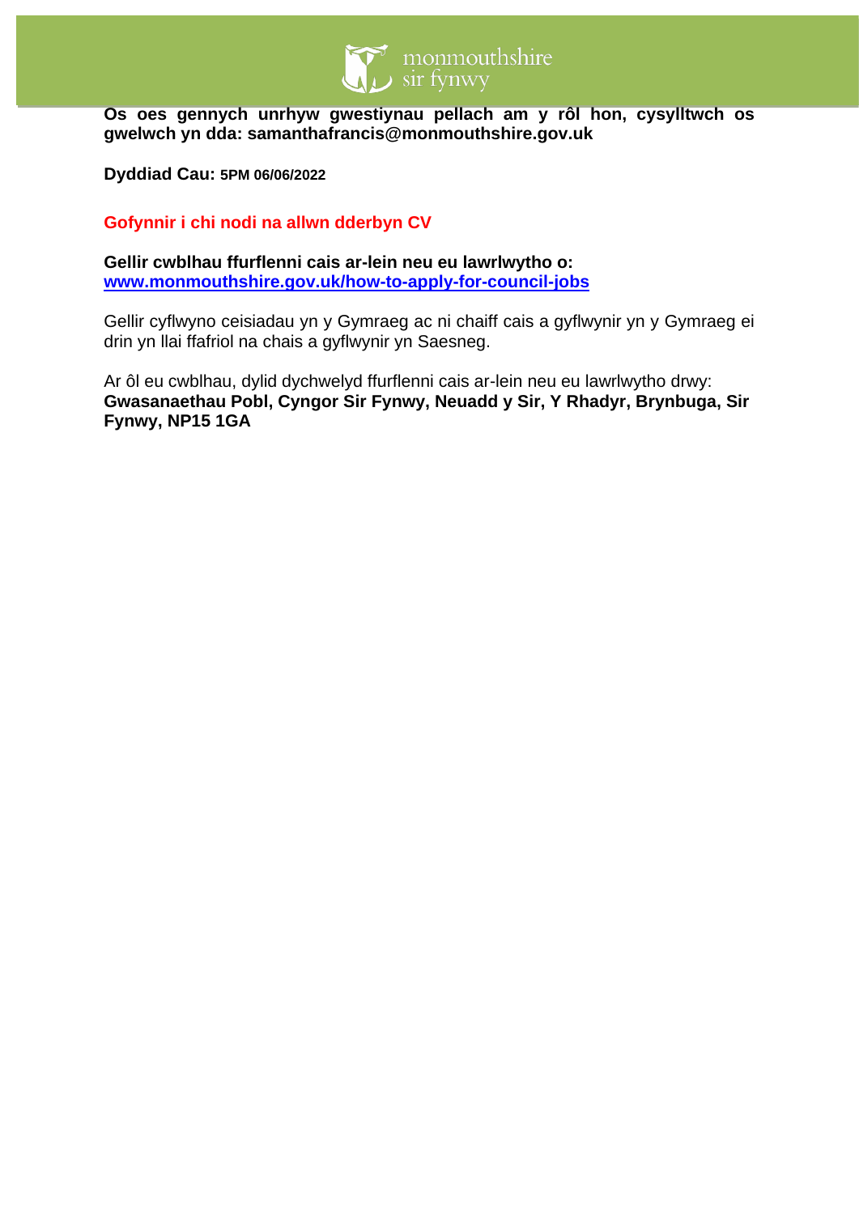**Os oes gennych unrhyw gwestiynau pellach am y rôl hon, cysylltwch os gwelwch yn dda: samanthafrancis@monmouthshire.gov.uk**

**Dyddiad Cau: 5PM 06/06/2022**

**Gofynnir i chi nodi na allwn dderbyn CV**

**Gellir cwblhau ffurflenni cais ar-lein neu eu lawrlwytho o:**
**[www.monmouthshire.gov.uk/how-to-apply-for-council-jobs](http://www.monmouthshire.gov.uk/how-to-apply-for-council-jobs)**

Gellir cyflwyno ceisiadau yn y Gymraeg ac ni chaiff cais a gyflwynir yn y Gymraeg ei drin yn llai ffafriol na chais a gyflwynir yn Saesneg.

Ar ôl eu cwblhau, dylid dychwelyd ffurflenni cais ar-lein neu eu lawrlwytho drwy:
**Gwasanaethau Pobl, Cyngor Sir Fynwy, Neuadd y Sir, Y Rhadyr, Brynbuga, Sir Fynwy, NP15 1GA**